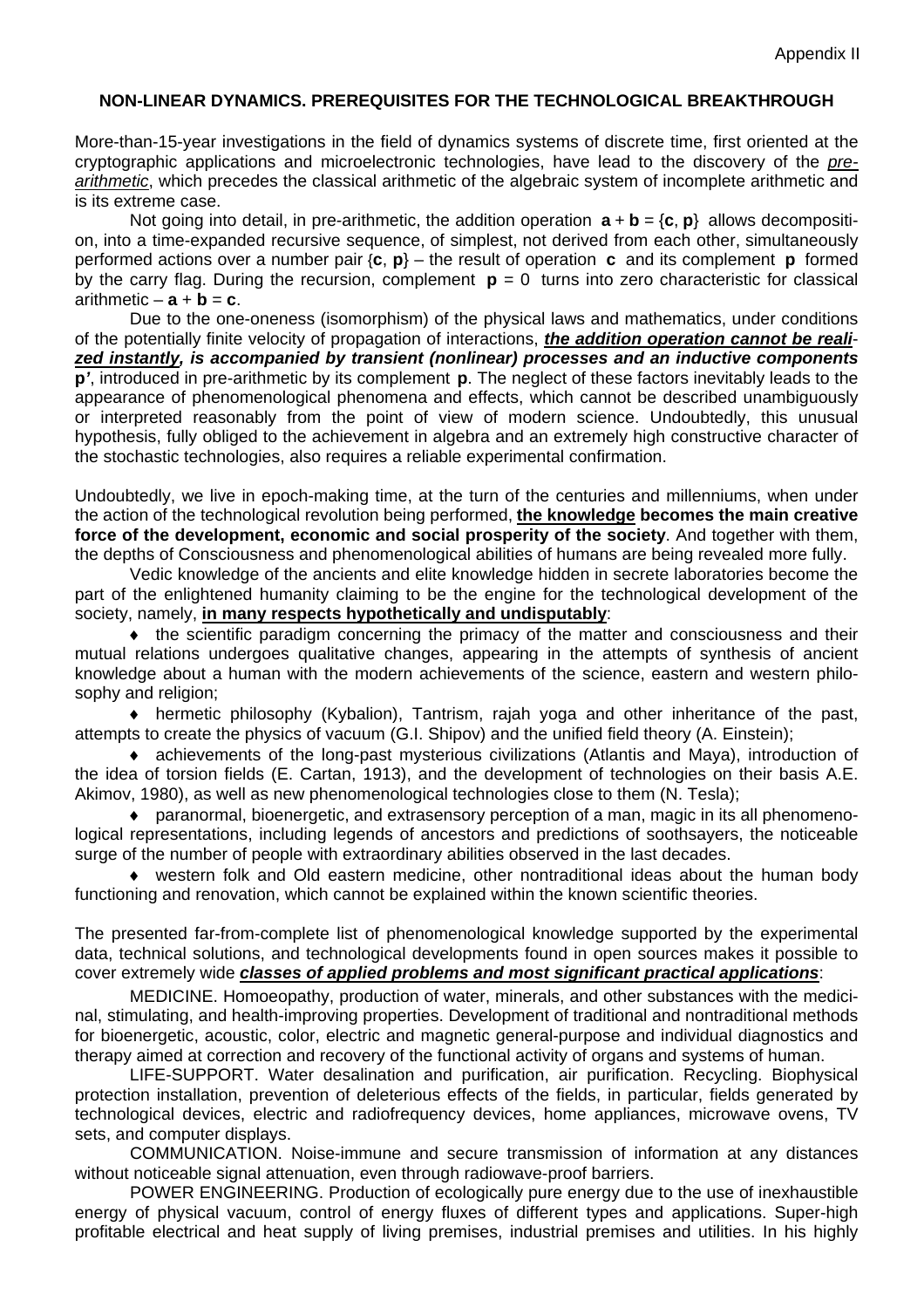# NON-LINEAR DYNAMICS. PREREQUISITES FOR THE TECHNOLOGICAL BREAKTHROUGH

More-than-15-year investigations in the field of dynamics systems of discrete time, first oriented at the cryptographic applications and microelectronic technologies, have lead to the discovery of the *pre-arithmetic*, which precedes the classical arithmetic of the algebraic system of incomplete arithmetic and is its extreme case.

Not going into detail, in pre-arithmetic, the addition operation $\mathbf{a} + \mathbf{b} = \{\mathbf{c}, \mathbf{p}\}$ allows decomposition, into a time-expanded recursive sequence, of simplest, not derived from each other, simultaneously performed actions over a number pair $\{\mathbf{c}, \mathbf{p}\}$ – the result of operation $\mathbf{c}$ and its complement $\mathbf{p}$ formed by the carry flag. During the recursion, complement $\mathbf{p} = 0$ turns into zero characteristic for classical arithmetic – $\mathbf{a} + \mathbf{b} = \mathbf{c}$.

Due to the one-oneness (isomorphism) of the physical laws and mathematics, under conditions of the potentially finite velocity of propagation of interactions, ***the addition operation cannot be realized instantly, is accompanied by transient (nonlinear) processes and an inductive components*** $\mathbf{p'}$, introduced in pre-arithmetic by its complement $\mathbf{p}$. The neglect of these factors inevitably leads to the appearance of phenomenological phenomena and effects, which cannot be described unambiguously or interpreted reasonably from the point of view of modern science. Undoubtedly, this unusual hypothesis, fully obliged to the achievement in algebra and an extremely high constructive character of the stochastic technologies, also requires a reliable experimental confirmation.

Undoubtedly, we live in epoch-making time, at the turn of the centuries and millenniums, when under the action of the technological revolution being performed, **the knowledge becomes the main creative force of the development, economic and social prosperity of the society**. And together with them, the depths of Consciousness and phenomenological abilities of humans are being revealed more fully.

Vedic knowledge of the ancients and elite knowledge hidden in secrete laboratories become the part of the enlightened humanity claiming to be the engine for the technological development of the society, namely, **in many respects hypothetically and undisputably**:

- the scientific paradigm concerning the primacy of the matter and consciousness and their mutual relations undergoes qualitative changes, appearing in the attempts of synthesis of ancient knowledge about a human with the modern achievements of the science, eastern and western philosophy and religion;
- hermetic philosophy (Kybalion), Tantrism, rajah yoga and other inheritance of the past, attempts to create the physics of vacuum (G.I. Shipov) and the unified field theory (A. Einstein);
- achievements of the long-past mysterious civilizations (Atlantis and Maya), introduction of the idea of torsion fields (E. Cartan, 1913), and the development of technologies on their basis A.E. Akimov, 1980), as well as new phenomenological technologies close to them (N. Tesla);
- paranormal, bioenergetic, and extrasensory perception of a man, magic in its all phenomenological representations, including legends of ancestors and predictions of soothsayers, the noticeable surge of the number of people with extraordinary abilities observed in the last decades.
- western folk and Old eastern medicine, other nontraditional ideas about the human body functioning and renovation, which cannot be explained within the known scientific theories.

The presented far-from-complete list of phenomenological knowledge supported by the experimental data, technical solutions, and technological developments found in open sources makes it possible to cover extremely wide ***classes of applied problems and most significant practical applications***:

MEDICINE. Homoeopathy, production of water, minerals, and other substances with the medicinal, stimulating, and health-improving properties. Development of traditional and nontraditional methods for bioenergetic, acoustic, color, electric and magnetic general-purpose and individual diagnostics and therapy aimed at correction and recovery of the functional activity of organs and systems of human.

LIFE-SUPPORT. Water desalination and purification, air purification. Recycling. Biophysical protection installation, prevention of deleterious effects of the fields, in particular, fields generated by technological devices, electric and radiofrequency devices, home appliances, microwave ovens, TV sets, and computer displays.

COMMUNICATION. Noise-immune and secure transmission of information at any distances without noticeable signal attenuation, even through radiowave-proof barriers.

POWER ENGINEERING. Production of ecologically pure energy due to the use of inexhaustible energy of physical vacuum, control of energy fluxes of different types and applications. Super-high profitable electrical and heat supply of living premises, industrial premises and utilities. In his highly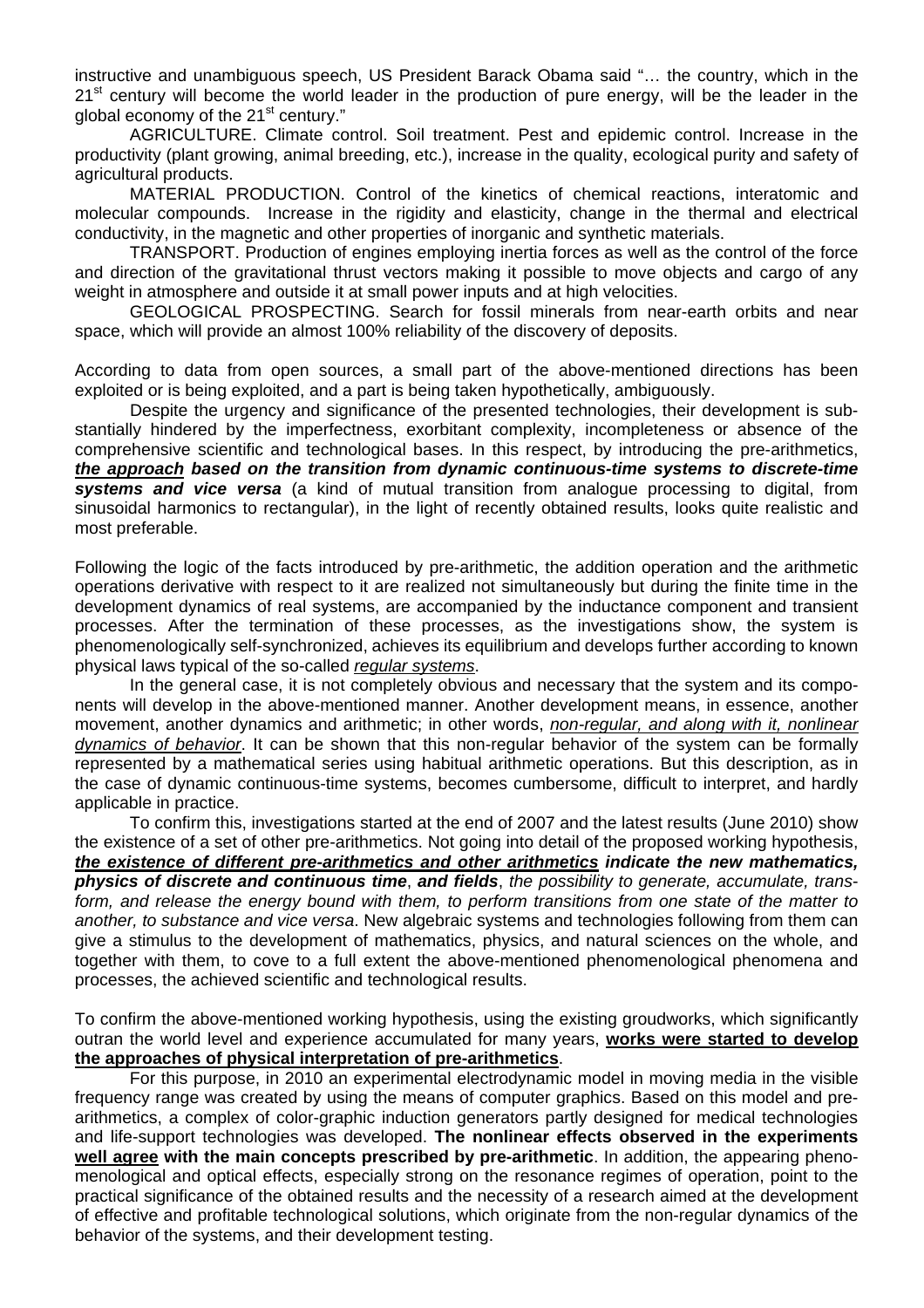instructive and unambiguous speech, US President Barack Obama said "… the country, which in the 21st century will become the world leader in the production of pure energy, will be the leader in the global economy of the 21st century."

AGRICULTURE. Climate control. Soil treatment. Pest and epidemic control. Increase in the productivity (plant growing, animal breeding, etc.), increase in the quality, ecological purity and safety of agricultural products.

MATERIAL PRODUCTION. Control of the kinetics of chemical reactions, interatomic and molecular compounds. Increase in the rigidity and elasticity, change in the thermal and electrical conductivity, in the magnetic and other properties of inorganic and synthetic materials.

TRANSPORT. Production of engines employing inertia forces as well as the control of the force and direction of the gravitational thrust vectors making it possible to move objects and cargo of any weight in atmosphere and outside it at small power inputs and at high velocities.

GEOLOGICAL PROSPECTING. Search for fossil minerals from near-earth orbits and near space, which will provide an almost 100% reliability of the discovery of deposits.

According to data from open sources, a small part of the above-mentioned directions has been exploited or is being exploited, and a part is being taken hypothetically, ambiguously.

Despite the urgency and significance of the presented technologies, their development is substantially hindered by the imperfectness, exorbitant complexity, incompleteness or absence of the comprehensive scientific and technological bases. In this respect, by introducing the pre-arithmetics, ***the approach*** ***based on the transition from dynamic continuous-time systems to discrete-time systems and vice versa*** (a kind of mutual transition from analogue processing to digital, from sinusoidal harmonics to rectangular), in the light of recently obtained results, looks quite realistic and most preferable.

Following the logic of the facts introduced by pre-arithmetic, the addition operation and the arithmetic operations derivative with respect to it are realized not simultaneously but during the finite time in the development dynamics of real systems, are accompanied by the inductance component and transient processes. After the termination of these processes, as the investigations show, the system is phenomenologically self-synchronized, achieves its equilibrium and develops further according to known physical laws typical of the so-called *regular systems*.

In the general case, it is not completely obvious and necessary that the system and its components will develop in the above-mentioned manner. Another development means, in essence, another movement, another dynamics and arithmetic; in other words, *non-regular, and along with it, nonlinear dynamics of behavior*. It can be shown that this non-regular behavior of the system can be formally represented by a mathematical series using habitual arithmetic operations. But this description, as in the case of dynamic continuous-time systems, becomes cumbersome, difficult to interpret, and hardly applicable in practice.

To confirm this, investigations started at the end of 2007 and the latest results (June 2010) show the existence of a set of other pre-arithmetics. Not going into detail of the proposed working hypothesis, ***the existence of different pre-arithmetics and other arithmetics*** ***indicate the new mathematics, physics of discrete and continuous time***, ***and fields***, *the possibility to generate, accumulate, transform, and release the energy bound with them, to perform transitions from one state of the matter to another, to substance and vice versa*. New algebraic systems and technologies following from them can give a stimulus to the development of mathematics, physics, and natural sciences on the whole, and together with them, to cove to a full extent the above-mentioned phenomenological phenomena and processes, the achieved scientific and technological results.

To confirm the above-mentioned working hypothesis, using the existing groudworks, which significantly outran the world level and experience accumulated for many years, **works were started to develop the approaches of physical interpretation of pre-arithmetics**.

For this purpose, in 2010 an experimental electrodynamic model in moving media in the visible frequency range was created by using the means of computer graphics. Based on this model and pre-arithmetics, a complex of color-graphic induction generators partly designed for medical technologies and life-support technologies was developed. **The nonlinear effects observed in the experiments well agree with the main concepts prescribed by pre-arithmetic**. In addition, the appearing phenomenological and optical effects, especially strong on the resonance regimes of operation, point to the practical significance of the obtained results and the necessity of a research aimed at the development of effective and profitable technological solutions, which originate from the non-regular dynamics of the behavior of the systems, and their development testing.